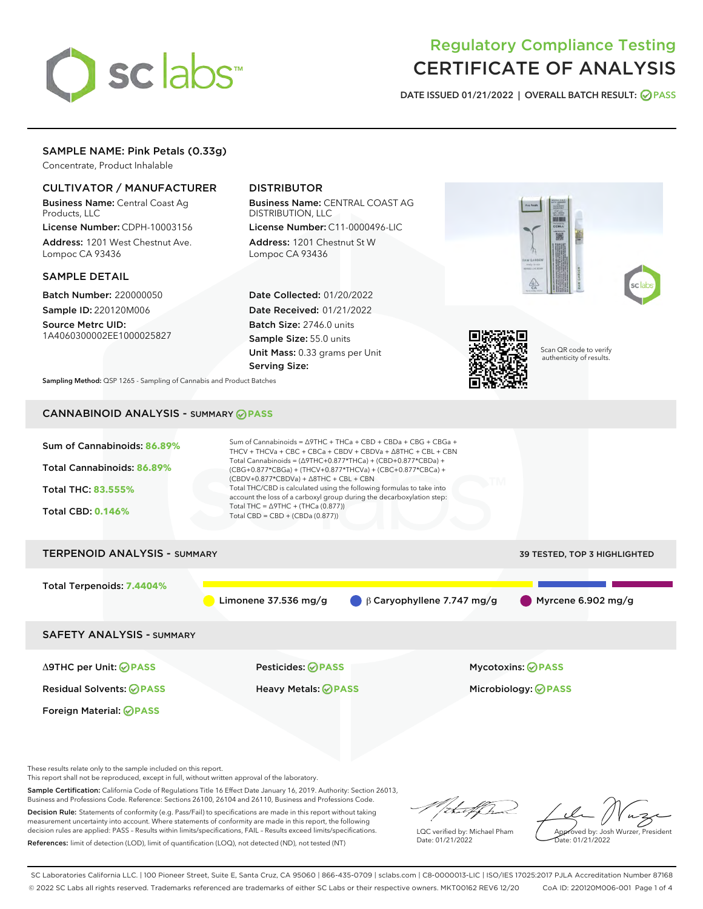# Regulatory Compliance Testing
# CERTIFICATE OF ANALYSIS

DATE ISSUED 01/21/2022 | OVERALL BATCH RESULT: PASS

## SAMPLE NAME: Pink Petals (0.33g)

Concentrate, Product Inhalable

### CULTIVATOR / MANUFACTURER

**Business Name:** Central Coast Ag Products, LLC

**License Number:** CDPH-10003156

**Address:** 1201 West Chestnut Ave. Lompoc CA 93436

### DISTRIBUTOR

**Business Name:** CENTRAL COAST AG DISTRIBUTION, LLC

**License Number:** C11-0000496-LIC

**Address:** 1201 Chestnut St W Lompoc CA 93436

### SAMPLE DETAIL

**Batch Number:** 220000050

**Sample ID:** 220120M006

**Source Metrc UID:** 1A4060300002EE1000025827

**Date Collected:** 01/20/2022

**Date Received:** 01/21/2022

**Batch Size:** 2746.0 units

**Sample Size:** 55.0 units

**Unit Mass:** 0.33 grams per Unit

**Serving Size:**

Scan QR code to verify authenticity of results.

**Sampling Method:** QSP 1265 - Sampling of Cannabis and Product Batches

## CANNABINOID ANALYSIS - SUMMARY PASS

Sum of Cannabinoids: **86.89%**

Total Cannabinoids: **86.89%**

Total THC: **83.555%**

Total CBD: **0.146%**

Sum of Cannabinoids = Δ9THC + THCa + CBD + CBDa + CBG + CBGa + THCV + THCVa + CBC + CBCa + CBDV + CBDVa + Δ8THC + CBL + CBN

Total Cannabinoids = (Δ9THC+0.877*THCa) + (CBD+0.877*CBDa) + (CBG+0.877*CBGa) + (THCV+0.877*THCVa) + (CBC+0.877*CBCa) + (CBDV+0.877*CBDVa) + Δ8THC + CBL + CBN

Total THC/CBD is calculated using the following formulas to take into account the loss of a carboxyl group during the decarboxylation step:

Total THC = Δ9THC + (THCa (0.877))

Total CBD = CBD + (CBDa (0.877))

## TERPENOID ANALYSIS - SUMMARY

39 TESTED, TOP 3 HIGHLIGHTED

Total Terpenoids: **7.4404%**

Limonene 37.536 mg/g | β Caryophyllene 7.747 mg/g | Myrcene 6.902 mg/g

## SAFETY ANALYSIS - SUMMARY

| | | |
|---|---|---|
| Δ9THC per Unit: PASS | Pesticides: PASS | Mycotoxins: PASS |
| Residual Solvents: PASS | Heavy Metals: PASS | Microbiology: PASS |
| Foreign Material: PASS | | |

These results relate only to the sample included on this report.
This report shall not be reproduced, except in full, without written approval of the laboratory.

**Sample Certification:** California Code of Regulations Title 16 Effect Date January 16, 2019. Authority: Section 26013, Business and Professions Code. Reference: Sections 26100, 26104 and 26110, Business and Professions Code.

**Decision Rule:** Statements of conformity (e.g. Pass/Fail) to specifications are made in this report without taking measurement uncertainty into account. Where statements of conformity are made in this report, the following decision rules are applied: PASS - Results within limits/specifications, FAIL - Results exceed limits/specifications.

**References:** limit of detection (LOD), limit of quantification (LOQ), not detected (ND), not tested (NT)

LQC verified by: Michael Pham
Date: 01/21/2022

Approved by: Josh Wurzer, President
Date: 01/21/2022

SC Laboratories California LLC. | 100 Pioneer Street, Suite E, Santa Cruz, CA 95060 | 866-435-0709 | sclabs.com | C8-0000013-LIC | ISO/IES 17025:2017 PJLA Accreditation Number 87168
© 2022 SC Labs all rights reserved. Trademarks referenced are trademarks of either SC Labs or their respective owners. MKT00162 REV6 12/20 CoA ID: 220120M006-001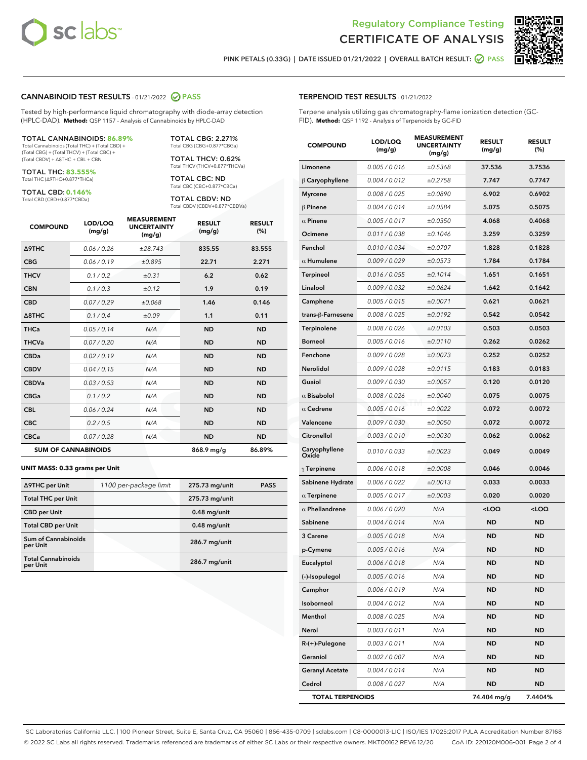# Regulatory Compliance Testing
# CERTIFICATE OF ANALYSIS

PINK PETALS (0.33G) | DATE ISSUED 01/21/2022 | OVERALL BATCH RESULT: PASS

## CANNABINOID TEST RESULTS - 01/21/2022 PASS

Tested by high-performance liquid chromatography with diode-array detection (HPLC-DAD). **Method:** QSP 1157 - Analysis of Cannabinoids by HPLC-DAD

**TOTAL CANNABINOIDS: 86.89%**
Total Cannabinoids (Total THC) + (Total CBD) + (Total CBG) + (Total THCV) + (Total CBC) + (Total CBDV) + Δ8THC + CBL + CBN

**TOTAL THC: 83.555%**
Total THC (Δ9THC+0.877*THCa)

**TOTAL CBD: 0.146%**
Total CBD (CBD+0.877*CBDa)

**TOTAL CBG: 2.271%**
Total CBG (CBG+0.877*CBGa)

**TOTAL THCV: 0.62%**
Total THCV (THCV+0.877*THCVa)

**TOTAL CBC: ND**
Total CBC (CBC+0.877*CBCa)

**TOTAL CBDV: ND**
Total CBDV (CBDV+0.877*CBDVa)

| COMPOUND | LOD/LOQ (mg/g) | MEASUREMENT UNCERTAINTY (mg/g) | RESULT (mg/g) | RESULT (%) |
|---|---|---|---|---|
| Δ9THC | 0.06 / 0.26 | ±28.743 | 835.55 | 83.555 |
| CBG | 0.06 / 0.19 | ±0.895 | 22.71 | 2.271 |
| THCV | 0.1 / 0.2 | ±0.31 | 6.2 | 0.62 |
| CBN | 0.1 / 0.3 | ±0.12 | 1.9 | 0.19 |
| CBD | 0.07 / 0.29 | ±0.068 | 1.46 | 0.146 |
| Δ8THC | 0.1 / 0.4 | ±0.09 | 1.1 | 0.11 |
| THCa | 0.05 / 0.14 | N/A | ND | ND |
| THCVa | 0.07 / 0.20 | N/A | ND | ND |
| CBDa | 0.02 / 0.19 | N/A | ND | ND |
| CBDV | 0.04 / 0.15 | N/A | ND | ND |
| CBDVa | 0.03 / 0.53 | N/A | ND | ND |
| CBGa | 0.1 / 0.2 | N/A | ND | ND |
| CBL | 0.06 / 0.24 | N/A | ND | ND |
| CBC | 0.2 / 0.5 | N/A | ND | ND |
| CBCa | 0.07 / 0.28 | N/A | ND | ND |
| **SUM OF CANNABINOIDS** | | | 868.9 mg/g | 86.89% |

### UNIT MASS: 0.33 grams per Unit

| | | | |
|---|---|---|---|
| Δ9THC per Unit | 1100 per-package limit | 275.73 mg/unit | PASS |
| Total THC per Unit | | 275.73 mg/unit | |
| CBD per Unit | | 0.48 mg/unit | |
| Total CBD per Unit | | 0.48 mg/unit | |
| Sum of Cannabinoids per Unit | | 286.7 mg/unit | |
| Total Cannabinoids per Unit | | 286.7 mg/unit | |

## TERPENOID TEST RESULTS - 01/21/2022

Terpene analysis utilizing gas chromatography-flame ionization detection (GC-FID). **Method:** QSP 1192 - Analysis of Terpenoids by GC-FID

| COMPOUND | LOD/LOQ (mg/g) | MEASUREMENT UNCERTAINTY (mg/g) | RESULT (mg/g) | RESULT (%) |
|---|---|---|---|---|
| Limonene | 0.005 / 0.016 | ±0.5368 | 37.536 | 3.7536 |
| β Caryophyllene | 0.004 / 0.012 | ±0.2758 | 7.747 | 0.7747 |
| Myrcene | 0.008 / 0.025 | ±0.0890 | 6.902 | 0.6902 |
| β Pinene | 0.004 / 0.014 | ±0.0584 | 5.075 | 0.5075 |
| α Pinene | 0.005 / 0.017 | ±0.0350 | 4.068 | 0.4068 |
| Ocimene | 0.011 / 0.038 | ±0.1046 | 3.259 | 0.3259 |
| Fenchol | 0.010 / 0.034 | ±0.0707 | 1.828 | 0.1828 |
| α Humulene | 0.009 / 0.029 | ±0.0573 | 1.784 | 0.1784 |
| Terpineol | 0.016 / 0.055 | ±0.1014 | 1.651 | 0.1651 |
| Linalool | 0.009 / 0.032 | ±0.0624 | 1.642 | 0.1642 |
| Camphene | 0.005 / 0.015 | ±0.0071 | 0.621 | 0.0621 |
| trans-β-Farnesene | 0.008 / 0.025 | ±0.0192 | 0.542 | 0.0542 |
| Terpinolene | 0.008 / 0.026 | ±0.0103 | 0.503 | 0.0503 |
| Borneol | 0.005 / 0.016 | ±0.0110 | 0.262 | 0.0262 |
| Fenchone | 0.009 / 0.028 | ±0.0073 | 0.252 | 0.0252 |
| Nerolidol | 0.009 / 0.028 | ±0.0115 | 0.183 | 0.0183 |
| Guaiol | 0.009 / 0.030 | ±0.0057 | 0.120 | 0.0120 |
| α Bisabolol | 0.008 / 0.026 | ±0.0040 | 0.075 | 0.0075 |
| α Cedrene | 0.005 / 0.016 | ±0.0022 | 0.072 | 0.0072 |
| Valencene | 0.009 / 0.030 | ±0.0050 | 0.072 | 0.0072 |
| Citronellol | 0.003 / 0.010 | ±0.0030 | 0.062 | 0.0062 |
| Caryophyllene Oxide | 0.010 / 0.033 | ±0.0023 | 0.049 | 0.0049 |
| γ Terpinene | 0.006 / 0.018 | ±0.0008 | 0.046 | 0.0046 |
| Sabinene Hydrate | 0.006 / 0.022 | ±0.0013 | 0.033 | 0.0033 |
| α Terpinene | 0.005 / 0.017 | ±0.0003 | 0.020 | 0.0020 |
| α Phellandrene | 0.006 / 0.020 | N/A | <LOQ | <LOQ |
| Sabinene | 0.004 / 0.014 | N/A | ND | ND |
| 3 Carene | 0.005 / 0.018 | N/A | ND | ND |
| p-Cymene | 0.005 / 0.016 | N/A | ND | ND |
| Eucalyptol | 0.006 / 0.018 | N/A | ND | ND |
| (-)-Isopulegol | 0.005 / 0.016 | N/A | ND | ND |
| Camphor | 0.006 / 0.019 | N/A | ND | ND |
| Isoborneol | 0.004 / 0.012 | N/A | ND | ND |
| Menthol | 0.008 / 0.025 | N/A | ND | ND |
| Nerol | 0.003 / 0.011 | N/A | ND | ND |
| R-(+)-Pulegone | 0.003 / 0.011 | N/A | ND | ND |
| Geraniol | 0.002 / 0.007 | N/A | ND | ND |
| Geranyl Acetate | 0.004 / 0.014 | N/A | ND | ND |
| Cedrol | 0.008 / 0.027 | N/A | ND | ND |
| **TOTAL TERPENOIDS** | | | 74.404 mg/g | 7.4404% |

SC Laboratories California LLC. | 100 Pioneer Street, Suite E, Santa Cruz, CA 95060 | 866-435-0709 | sclabs.com | C8-0000013-LIC | ISO/IES 17025:2017 PJLA Accreditation Number 87168
© 2022 SC Labs all rights reserved. Trademarks referenced are trademarks of either SC Labs or their respective owners. MKT00162 REV6 12/20 CoA ID: 220120M006-001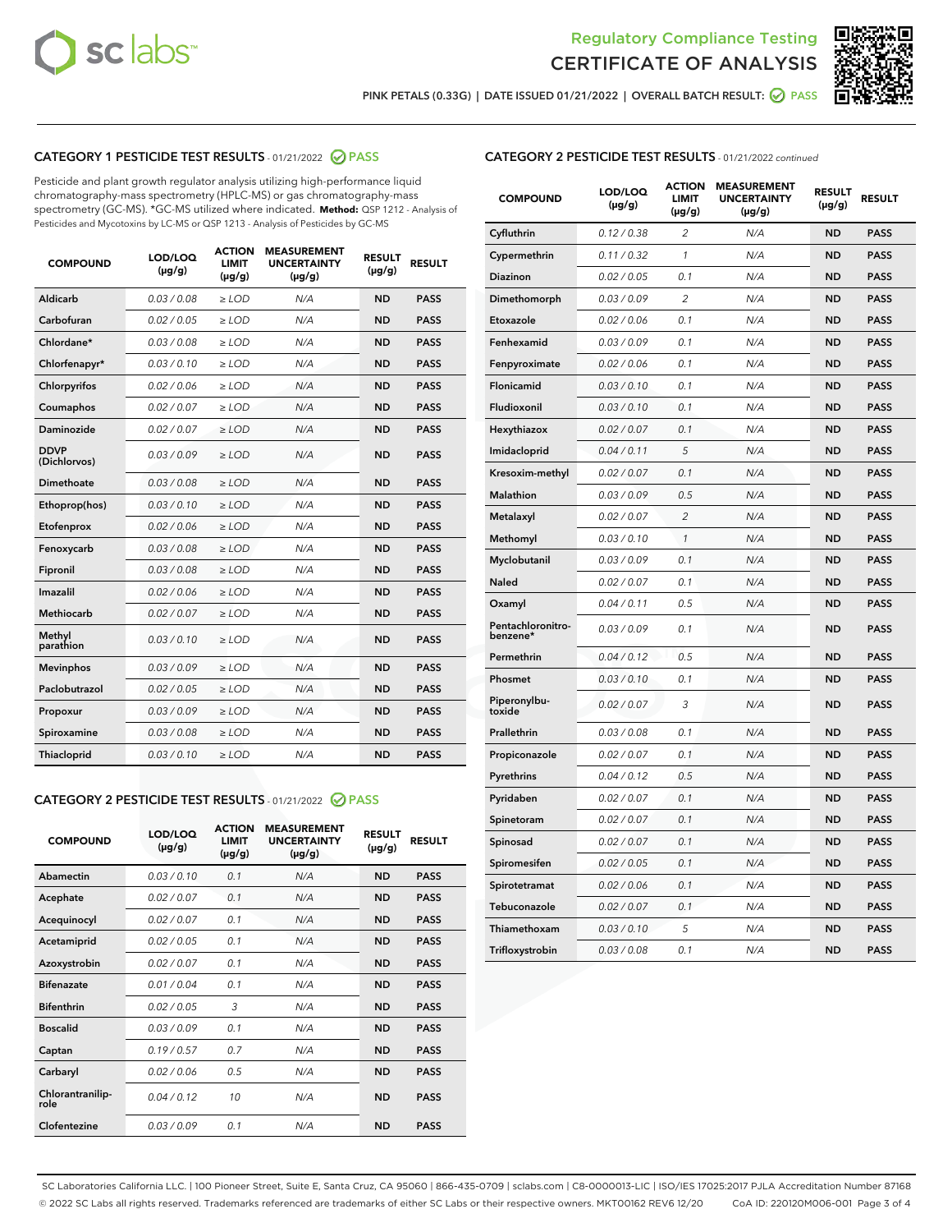Regulatory Compliance Testing
# CERTIFICATE OF ANALYSIS

PINK PETALS (0.33G) | DATE ISSUED 01/21/2022 | OVERALL BATCH RESULT: PASS

## CATEGORY 1 PESTICIDE TEST RESULTS - 01/21/2022 PASS

Pesticide and plant growth regulator analysis utilizing high-performance liquid chromatography-mass spectrometry (HPLC-MS) or gas chromatography-mass spectrometry (GC-MS). *GC-MS utilized where indicated. **Method:** QSP 1212 - Analysis of Pesticides and Mycotoxins by LC-MS or QSP 1213 - Analysis of Pesticides by GC-MS

| COMPOUND | LOD/LOQ (µg/g) | ACTION LIMIT (µg/g) | MEASUREMENT UNCERTAINTY (µg/g) | RESULT (µg/g) | RESULT |
|---|---|---|---|---|---|
| Aldicarb | 0.03 / 0.08 | ≥ LOD | N/A | ND | PASS |
| Carbofuran | 0.02 / 0.05 | ≥ LOD | N/A | ND | PASS |
| Chlordane* | 0.03 / 0.08 | ≥ LOD | N/A | ND | PASS |
| Chlorfenapyr* | 0.03 / 0.10 | ≥ LOD | N/A | ND | PASS |
| Chlorpyrifos | 0.02 / 0.06 | ≥ LOD | N/A | ND | PASS |
| Coumaphos | 0.02 / 0.07 | ≥ LOD | N/A | ND | PASS |
| Daminozide | 0.02 / 0.07 | ≥ LOD | N/A | ND | PASS |
| DDVP (Dichlorvos) | 0.03 / 0.09 | ≥ LOD | N/A | ND | PASS |
| Dimethoate | 0.03 / 0.08 | ≥ LOD | N/A | ND | PASS |
| Ethoprop(hos) | 0.03 / 0.10 | ≥ LOD | N/A | ND | PASS |
| Etofenprox | 0.02 / 0.06 | ≥ LOD | N/A | ND | PASS |
| Fenoxycarb | 0.03 / 0.08 | ≥ LOD | N/A | ND | PASS |
| Fipronil | 0.03 / 0.08 | ≥ LOD | N/A | ND | PASS |
| Imazalil | 0.02 / 0.06 | ≥ LOD | N/A | ND | PASS |
| Methiocarb | 0.02 / 0.07 | ≥ LOD | N/A | ND | PASS |
| Methyl parathion | 0.03 / 0.10 | ≥ LOD | N/A | ND | PASS |
| Mevinphos | 0.03 / 0.09 | ≥ LOD | N/A | ND | PASS |
| Paclobutrazol | 0.02 / 0.05 | ≥ LOD | N/A | ND | PASS |
| Propoxur | 0.03 / 0.09 | ≥ LOD | N/A | ND | PASS |
| Spiroxamine | 0.03 / 0.08 | ≥ LOD | N/A | ND | PASS |
| Thiacloprid | 0.03 / 0.10 | ≥ LOD | N/A | ND | PASS |

## CATEGORY 2 PESTICIDE TEST RESULTS - 01/21/2022 PASS

| COMPOUND | LOD/LOQ (µg/g) | ACTION LIMIT (µg/g) | MEASUREMENT UNCERTAINTY (µg/g) | RESULT (µg/g) | RESULT |
|---|---|---|---|---|---|
| Abamectin | 0.03 / 0.10 | 0.1 | N/A | ND | PASS |
| Acephate | 0.02 / 0.07 | 0.1 | N/A | ND | PASS |
| Acequinocyl | 0.02 / 0.07 | 0.1 | N/A | ND | PASS |
| Acetamiprid | 0.02 / 0.05 | 0.1 | N/A | ND | PASS |
| Azoxystrobin | 0.02 / 0.07 | 0.1 | N/A | ND | PASS |
| Bifenazate | 0.01 / 0.04 | 0.1 | N/A | ND | PASS |
| Bifenthrin | 0.02 / 0.05 | 3 | N/A | ND | PASS |
| Boscalid | 0.03 / 0.09 | 0.1 | N/A | ND | PASS |
| Captan | 0.19 / 0.57 | 0.7 | N/A | ND | PASS |
| Carbaryl | 0.02 / 0.06 | 0.5 | N/A | ND | PASS |
| Chlorantraniliprole | 0.04 / 0.12 | 10 | N/A | ND | PASS |
| Clofentezine | 0.03 / 0.09 | 0.1 | N/A | ND | PASS |
| Cyfluthrin | 0.12 / 0.38 | 2 | N/A | ND | PASS |
| Cypermethrin | 0.11 / 0.32 | 1 | N/A | ND | PASS |
| Diazinon | 0.02 / 0.05 | 0.1 | N/A | ND | PASS |
| Dimethomorph | 0.03 / 0.09 | 2 | N/A | ND | PASS |
| Etoxazole | 0.02 / 0.06 | 0.1 | N/A | ND | PASS |
| Fenhexamid | 0.03 / 0.09 | 0.1 | N/A | ND | PASS |
| Fenpyroximate | 0.02 / 0.06 | 0.1 | N/A | ND | PASS |
| Flonicamid | 0.03 / 0.10 | 0.1 | N/A | ND | PASS |
| Fludioxonil | 0.03 / 0.10 | 0.1 | N/A | ND | PASS |
| Hexythiazox | 0.02 / 0.07 | 0.1 | N/A | ND | PASS |
| Imidacloprid | 0.04 / 0.11 | 5 | N/A | ND | PASS |
| Kresoxim-methyl | 0.02 / 0.07 | 0.1 | N/A | ND | PASS |
| Malathion | 0.03 / 0.09 | 0.5 | N/A | ND | PASS |
| Metalaxyl | 0.02 / 0.07 | 2 | N/A | ND | PASS |
| Methomyl | 0.03 / 0.10 | 1 | N/A | ND | PASS |
| Myclobutanil | 0.03 / 0.09 | 0.1 | N/A | ND | PASS |
| Naled | 0.02 / 0.07 | 0.1 | N/A | ND | PASS |
| Oxamyl | 0.04 / 0.11 | 0.5 | N/A | ND | PASS |
| Pentachloronitrobenzene* | 0.03 / 0.09 | 0.1 | N/A | ND | PASS |
| Permethrin | 0.04 / 0.12 | 0.5 | N/A | ND | PASS |
| Phosmet | 0.03 / 0.10 | 0.1 | N/A | ND | PASS |
| Piperonylbutoxide | 0.02 / 0.07 | 3 | N/A | ND | PASS |
| Prallethrin | 0.03 / 0.08 | 0.1 | N/A | ND | PASS |
| Propiconazole | 0.02 / 0.07 | 0.1 | N/A | ND | PASS |
| Pyrethrins | 0.04 / 0.12 | 0.5 | N/A | ND | PASS |
| Pyridaben | 0.02 / 0.07 | 0.1 | N/A | ND | PASS |
| Spinetoram | 0.02 / 0.07 | 0.1 | N/A | ND | PASS |
| Spinosad | 0.02 / 0.07 | 0.1 | N/A | ND | PASS |
| Spiromesifen | 0.02 / 0.05 | 0.1 | N/A | ND | PASS |
| Spirotetramat | 0.02 / 0.06 | 0.1 | N/A | ND | PASS |
| Tebuconazole | 0.02 / 0.07 | 0.1 | N/A | ND | PASS |
| Thiamethoxam | 0.03 / 0.10 | 5 | N/A | ND | PASS |
| Trifloxystrobin | 0.03 / 0.08 | 0.1 | N/A | ND | PASS |

SC Laboratories California LLC. | 100 Pioneer Street, Suite E, Santa Cruz, CA 95060 | 866-435-0709 | sclabs.com | C8-0000013-LIC | ISO/IES 17025:2017 PJLA Accreditation Number 87168
© 2022 SC Labs all rights reserved. Trademarks referenced are trademarks of either SC Labs or their respective owners. MKT00162 REV6 12/20 CoA ID: 220120M006-001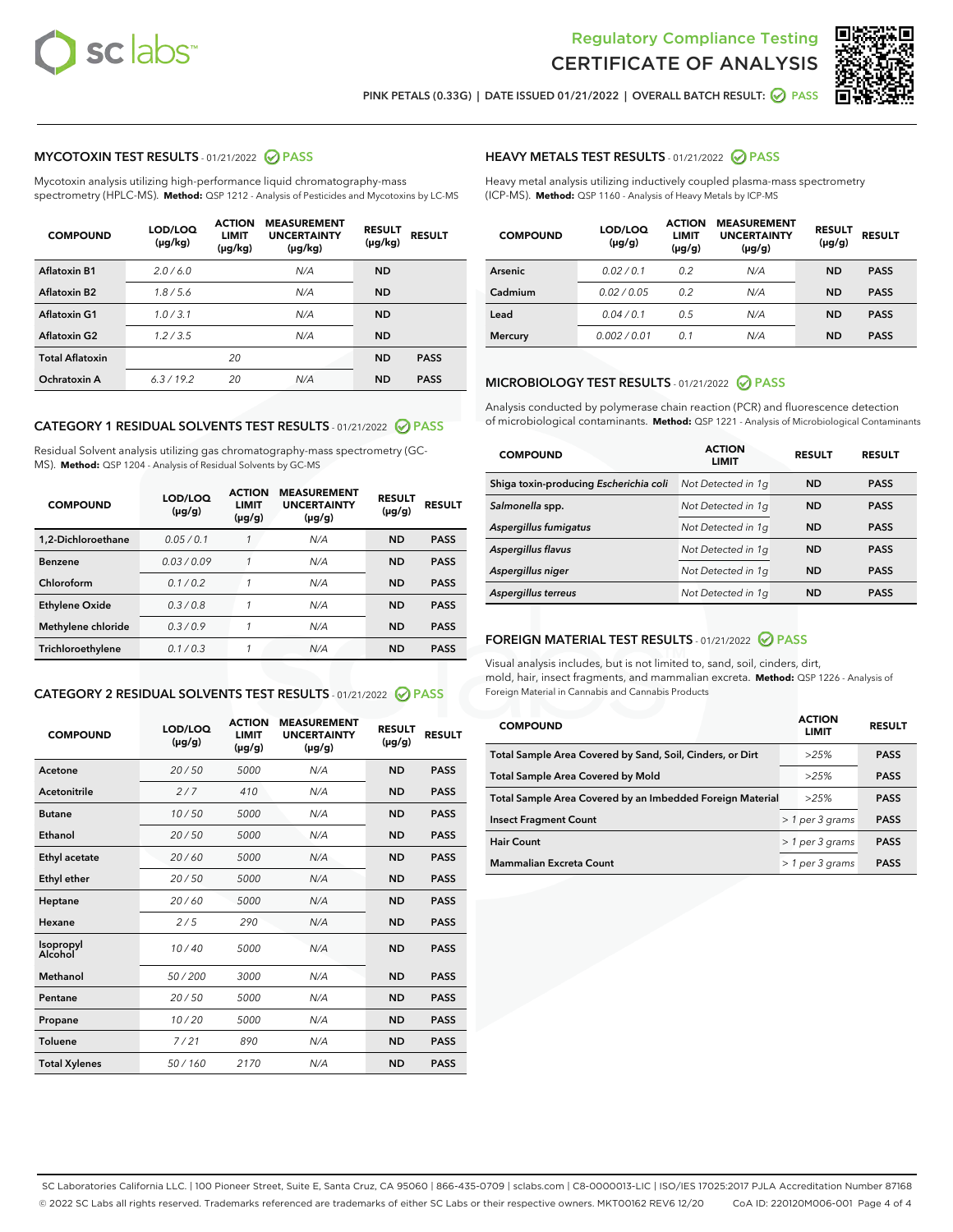Regulatory Compliance Testing
# CERTIFICATE OF ANALYSIS

PINK PETALS (0.33G) | DATE ISSUED 01/21/2022 | OVERALL BATCH RESULT: PASS

## MYCOTOXIN TEST RESULTS - 01/21/2022 PASS

Mycotoxin analysis utilizing high-performance liquid chromatography-mass spectrometry (HPLC-MS). **Method:** QSP 1212 - Analysis of Pesticides and Mycotoxins by LC-MS

| COMPOUND | LOD/LOQ (µg/kg) | ACTION LIMIT (µg/kg) | MEASUREMENT UNCERTAINTY (µg/kg) | RESULT (µg/kg) | RESULT |
|---|---|---|---|---|---|
| Aflatoxin B1 | 2.0 / 6.0 | | N/A | ND | |
| Aflatoxin B2 | 1.8 / 5.6 | | N/A | ND | |
| Aflatoxin G1 | 1.0 / 3.1 | | N/A | ND | |
| Aflatoxin G2 | 1.2 / 3.5 | | N/A | ND | |
| Total Aflatoxin | | 20 | | ND | PASS |
| Ochratoxin A | 6.3 / 19.2 | 20 | N/A | ND | PASS |

## CATEGORY 1 RESIDUAL SOLVENTS TEST RESULTS - 01/21/2022 PASS

Residual Solvent analysis utilizing gas chromatography-mass spectrometry (GC-MS). **Method:** QSP 1204 - Analysis of Residual Solvents by GC-MS

| COMPOUND | LOD/LOQ (µg/g) | ACTION LIMIT (µg/g) | MEASUREMENT UNCERTAINTY (µg/g) | RESULT (µg/g) | RESULT |
|---|---|---|---|---|---|
| 1,2-Dichloroethane | 0.05 / 0.1 | 1 | N/A | ND | PASS |
| Benzene | 0.03 / 0.09 | 1 | N/A | ND | PASS |
| Chloroform | 0.1 / 0.2 | 1 | N/A | ND | PASS |
| Ethylene Oxide | 0.3 / 0.8 | 1 | N/A | ND | PASS |
| Methylene chloride | 0.3 / 0.9 | 1 | N/A | ND | PASS |
| Trichloroethylene | 0.1 / 0.3 | 1 | N/A | ND | PASS |

## CATEGORY 2 RESIDUAL SOLVENTS TEST RESULTS - 01/21/2022 PASS

| COMPOUND | LOD/LOQ (µg/g) | ACTION LIMIT (µg/g) | MEASUREMENT UNCERTAINTY (µg/g) | RESULT (µg/g) | RESULT |
|---|---|---|---|---|---|
| Acetone | 20 / 50 | 5000 | N/A | ND | PASS |
| Acetonitrile | 2 / 7 | 410 | N/A | ND | PASS |
| Butane | 10 / 50 | 5000 | N/A | ND | PASS |
| Ethanol | 20 / 50 | 5000 | N/A | ND | PASS |
| Ethyl acetate | 20 / 60 | 5000 | N/A | ND | PASS |
| Ethyl ether | 20 / 50 | 5000 | N/A | ND | PASS |
| Heptane | 20 / 60 | 5000 | N/A | ND | PASS |
| Hexane | 2 / 5 | 290 | N/A | ND | PASS |
| Isopropyl Alcohol | 10 / 40 | 5000 | N/A | ND | PASS |
| Methanol | 50 / 200 | 3000 | N/A | ND | PASS |
| Pentane | 20 / 50 | 5000 | N/A | ND | PASS |
| Propane | 10 / 20 | 5000 | N/A | ND | PASS |
| Toluene | 7 / 21 | 890 | N/A | ND | PASS |
| Total Xylenes | 50 / 160 | 2170 | N/A | ND | PASS |

## HEAVY METALS TEST RESULTS - 01/21/2022 PASS

Heavy metal analysis utilizing inductively coupled plasma-mass spectrometry (ICP-MS). **Method:** QSP 1160 - Analysis of Heavy Metals by ICP-MS

| COMPOUND | LOD/LOQ (µg/g) | ACTION LIMIT (µg/g) | MEASUREMENT UNCERTAINTY (µg/g) | RESULT (µg/g) | RESULT |
|---|---|---|---|---|---|
| Arsenic | 0.02 / 0.1 | 0.2 | N/A | ND | PASS |
| Cadmium | 0.02 / 0.05 | 0.2 | N/A | ND | PASS |
| Lead | 0.04 / 0.1 | 0.5 | N/A | ND | PASS |
| Mercury | 0.002 / 0.01 | 0.1 | N/A | ND | PASS |

## MICROBIOLOGY TEST RESULTS - 01/21/2022 PASS

Analysis conducted by polymerase chain reaction (PCR) and fluorescence detection of microbiological contaminants. **Method:** QSP 1221 - Analysis of Microbiological Contaminants

| COMPOUND | ACTION LIMIT | RESULT | RESULT |
|---|---|---|---|
| Shiga toxin-producing *Escherichia coli* | Not Detected in 1g | ND | PASS |
| *Salmonella* spp. | Not Detected in 1g | ND | PASS |
| *Aspergillus fumigatus* | Not Detected in 1g | ND | PASS |
| *Aspergillus flavus* | Not Detected in 1g | ND | PASS |
| *Aspergillus niger* | Not Detected in 1g | ND | PASS |
| *Aspergillus terreus* | Not Detected in 1g | ND | PASS |

## FOREIGN MATERIAL TEST RESULTS - 01/21/2022 PASS

Visual analysis includes, but is not limited to, sand, soil, cinders, dirt, mold, hair, insect fragments, and mammalian excreta. **Method:** QSP 1226 - Analysis of Foreign Material in Cannabis and Cannabis Products

| COMPOUND | ACTION LIMIT | RESULT |
|---|---|---|
| Total Sample Area Covered by Sand, Soil, Cinders, or Dirt | >25% | PASS |
| Total Sample Area Covered by Mold | >25% | PASS |
| Total Sample Area Covered by an Imbedded Foreign Material | >25% | PASS |
| Insect Fragment Count | > 1 per 3 grams | PASS |
| Hair Count | > 1 per 3 grams | PASS |
| Mammalian Excreta Count | > 1 per 3 grams | PASS |

SC Laboratories California LLC. | 100 Pioneer Street, Suite E, Santa Cruz, CA 95060 | 866-435-0709 | sclabs.com | C8-0000013-LIC | ISO/IES 17025:2017 PJLA Accreditation Number 87168
© 2022 SC Labs all rights reserved. Trademarks referenced are trademarks of either SC Labs or their respective owners. MKT00162 REV6 12/20 CoA ID: 220120M006-001